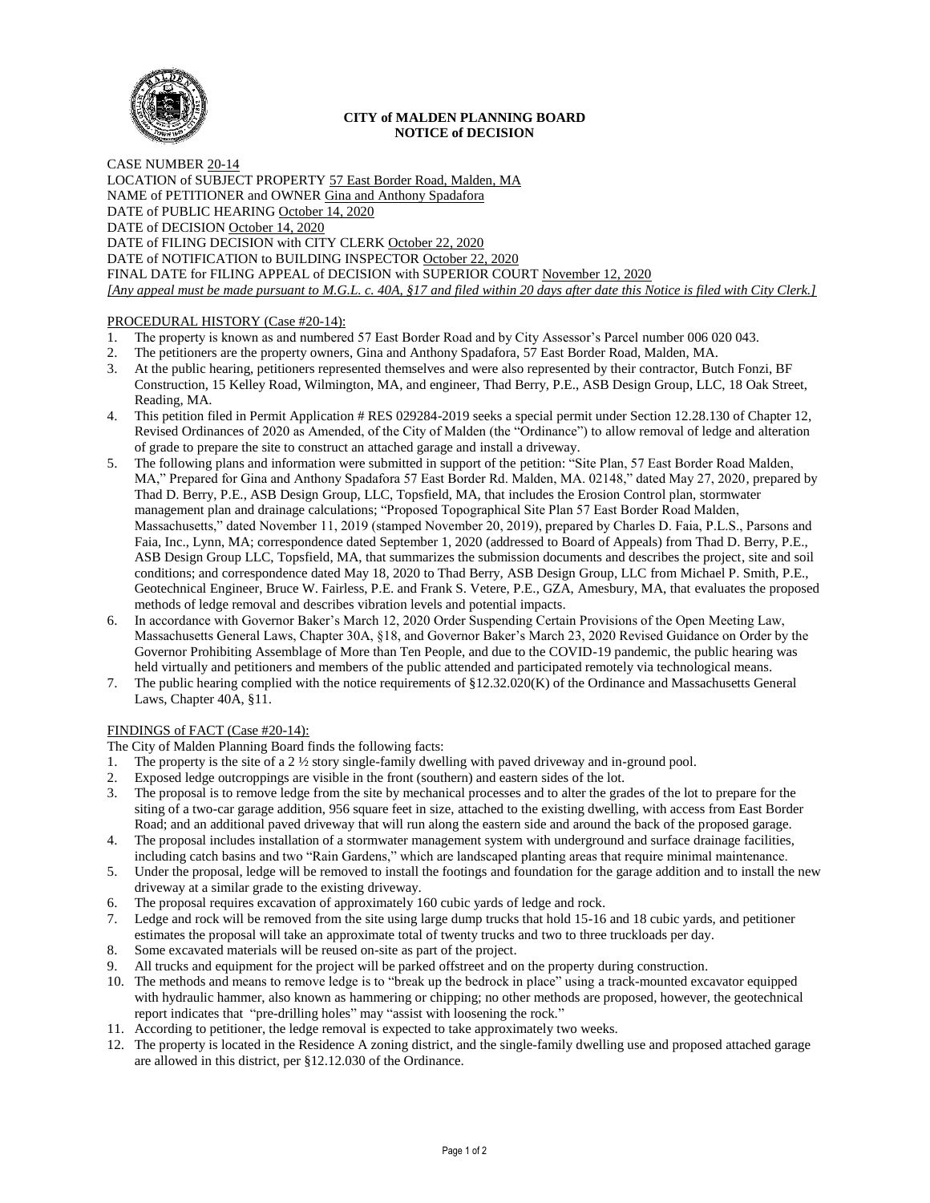**CITY of MALDEN PLANNING BOARD**
**NOTICE of DECISION**

CASE NUMBER 20-14
LOCATION of SUBJECT PROPERTY 57 East Border Road, Malden, MA
NAME of PETITIONER and OWNER Gina and Anthony Spadafora
DATE of PUBLIC HEARING October 14, 2020
DATE of DECISION October 14, 2020
DATE of FILING DECISION with CITY CLERK October 22, 2020
DATE of NOTIFICATION to BUILDING INSPECTOR October 22, 2020
FINAL DATE for FILING APPEAL of DECISION with SUPERIOR COURT November 12, 2020
*[Any appeal must be made pursuant to M.G.L. c. 40A, §17 and filed within 20 days after date this Notice is filed with City Clerk.]*

PROCEDURAL HISTORY (Case #20-14):

1. The property is known as and numbered 57 East Border Road and by City Assessor's Parcel number 006 020 043.
2. The petitioners are the property owners, Gina and Anthony Spadafora, 57 East Border Road, Malden, MA.
3. At the public hearing, petitioners represented themselves and were also represented by their contractor, Butch Fonzi, BF Construction, 15 Kelley Road, Wilmington, MA, and engineer, Thad Berry, P.E., ASB Design Group, LLC, 18 Oak Street, Reading, MA.
4. This petition filed in Permit Application # RES 029284-2019 seeks a special permit under Section 12.28.130 of Chapter 12, Revised Ordinances of 2020 as Amended, of the City of Malden (the "Ordinance") to allow removal of ledge and alteration of grade to prepare the site to construct an attached garage and install a driveway.
5. The following plans and information were submitted in support of the petition: "Site Plan, 57 East Border Road Malden, MA," Prepared for Gina and Anthony Spadafora 57 East Border Rd. Malden, MA. 02148," dated May 27, 2020, prepared by Thad D. Berry, P.E., ASB Design Group, LLC, Topsfield, MA, that includes the Erosion Control plan, stormwater management plan and drainage calculations; "Proposed Topographical Site Plan 57 East Border Road Malden, Massachusetts," dated November 11, 2019 (stamped November 20, 2019), prepared by Charles D. Faia, P.L.S., Parsons and Faia, Inc., Lynn, MA; correspondence dated September 1, 2020 (addressed to Board of Appeals) from Thad D. Berry, P.E., ASB Design Group LLC, Topsfield, MA, that summarizes the submission documents and describes the project, site and soil conditions; and correspondence dated May 18, 2020 to Thad Berry, ASB Design Group, LLC from Michael P. Smith, P.E., Geotechnical Engineer, Bruce W. Fairless, P.E. and Frank S. Vetere, P.E., GZA, Amesbury, MA, that evaluates the proposed methods of ledge removal and describes vibration levels and potential impacts.
6. In accordance with Governor Baker's March 12, 2020 Order Suspending Certain Provisions of the Open Meeting Law, Massachusetts General Laws, Chapter 30A, §18, and Governor Baker's March 23, 2020 Revised Guidance on Order by the Governor Prohibiting Assemblage of More than Ten People, and due to the COVID-19 pandemic, the public hearing was held virtually and petitioners and members of the public attended and participated remotely via technological means.
7. The public hearing complied with the notice requirements of §12.32.020(K) of the Ordinance and Massachusetts General Laws, Chapter 40A, §11.

FINDINGS of FACT (Case #20-14):

The City of Malden Planning Board finds the following facts:

1. The property is the site of a 2 ½ story single-family dwelling with paved driveway and in-ground pool.
2. Exposed ledge outcroppings are visible in the front (southern) and eastern sides of the lot.
3. The proposal is to remove ledge from the site by mechanical processes and to alter the grades of the lot to prepare for the siting of a two-car garage addition, 956 square feet in size, attached to the existing dwelling, with access from East Border Road; and an additional paved driveway that will run along the eastern side and around the back of the proposed garage.
4. The proposal includes installation of a stormwater management system with underground and surface drainage facilities, including catch basins and two "Rain Gardens," which are landscaped planting areas that require minimal maintenance.
5. Under the proposal, ledge will be removed to install the footings and foundation for the garage addition and to install the new driveway at a similar grade to the existing driveway.
6. The proposal requires excavation of approximately 160 cubic yards of ledge and rock.
7. Ledge and rock will be removed from the site using large dump trucks that hold 15-16 and 18 cubic yards, and petitioner estimates the proposal will take an approximate total of twenty trucks and two to three truckloads per day.
8. Some excavated materials will be reused on-site as part of the project.
9. All trucks and equipment for the project will be parked offstreet and on the property during construction.
10. The methods and means to remove ledge is to "break up the bedrock in place" using a track-mounted excavator equipped with hydraulic hammer, also known as hammering or chipping; no other methods are proposed, however, the geotechnical report indicates that "pre-drilling holes" may "assist with loosening the rock."
11. According to petitioner, the ledge removal is expected to take approximately two weeks.
12. The property is located in the Residence A zoning district, and the single-family dwelling use and proposed attached garage are allowed in this district, per §12.12.030 of the Ordinance.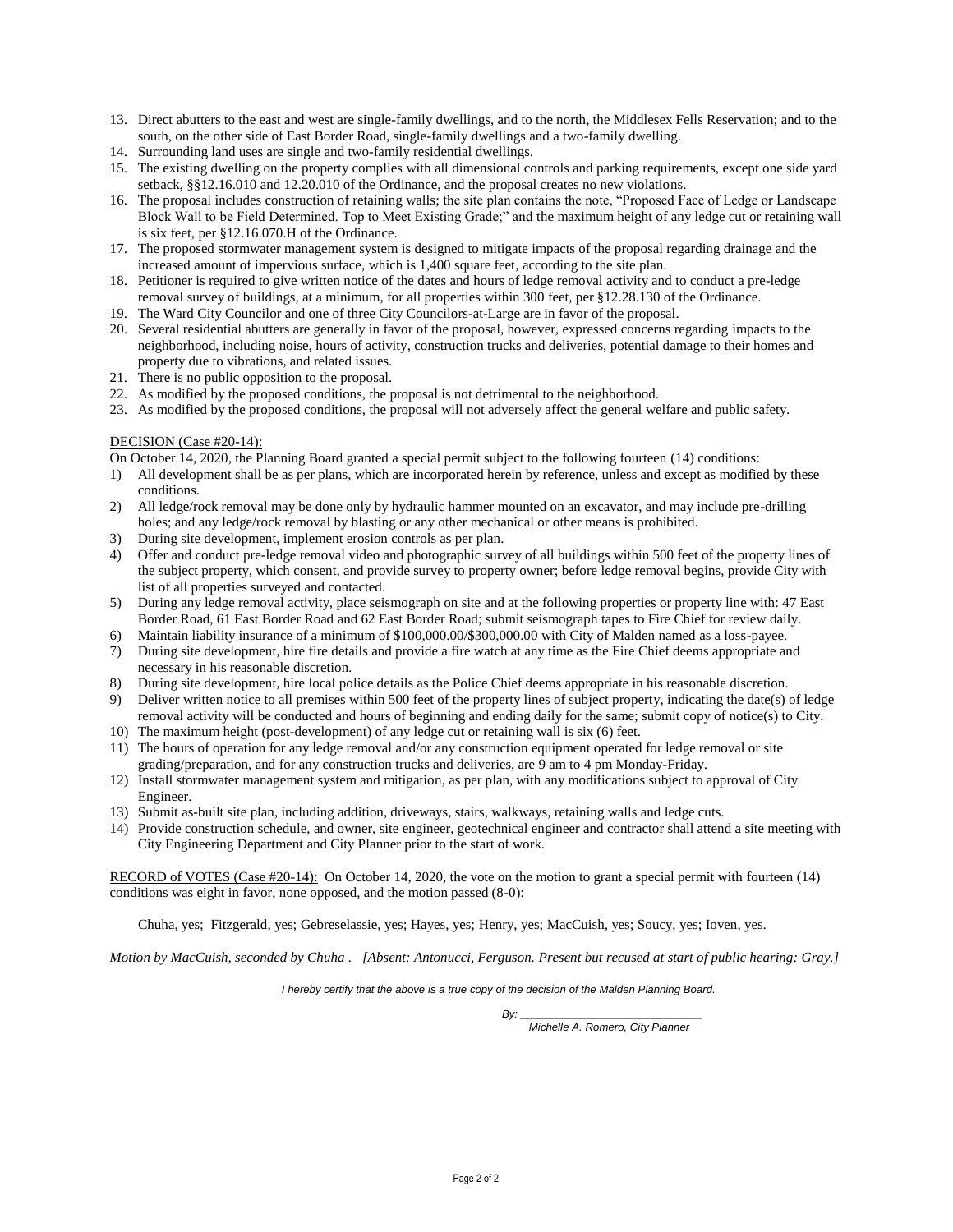13. Direct abutters to the east and west are single-family dwellings, and to the north, the Middlesex Fells Reservation; and to the south, on the other side of East Border Road, single-family dwellings and a two-family dwelling.
14. Surrounding land uses are single and two-family residential dwellings.
15. The existing dwelling on the property complies with all dimensional controls and parking requirements, except one side yard setback, §§12.16.010 and 12.20.010 of the Ordinance, and the proposal creates no new violations.
16. The proposal includes construction of retaining walls; the site plan contains the note, "Proposed Face of Ledge or Landscape Block Wall to be Field Determined. Top to Meet Existing Grade;" and the maximum height of any ledge cut or retaining wall is six feet, per §12.16.070.H of the Ordinance.
17. The proposed stormwater management system is designed to mitigate impacts of the proposal regarding drainage and the increased amount of impervious surface, which is 1,400 square feet, according to the site plan.
18. Petitioner is required to give written notice of the dates and hours of ledge removal activity and to conduct a pre-ledge removal survey of buildings, at a minimum, for all properties within 300 feet, per §12.28.130 of the Ordinance.
19. The Ward City Councilor and one of three City Councilors-at-Large are in favor of the proposal.
20. Several residential abutters are generally in favor of the proposal, however, expressed concerns regarding impacts to the neighborhood, including noise, hours of activity, construction trucks and deliveries, potential damage to their homes and property due to vibrations, and related issues.
21. There is no public opposition to the proposal.
22. As modified by the proposed conditions, the proposal is not detrimental to the neighborhood.
23. As modified by the proposed conditions, the proposal will not adversely affect the general welfare and public safety.

DECISION (Case #20-14):

On October 14, 2020, the Planning Board granted a special permit subject to the following fourteen (14) conditions:

1) All development shall be as per plans, which are incorporated herein by reference, unless and except as modified by these conditions.
2) All ledge/rock removal may be done only by hydraulic hammer mounted on an excavator, and may include pre-drilling holes; and any ledge/rock removal by blasting or any other mechanical or other means is prohibited.
3) During site development, implement erosion controls as per plan.
4) Offer and conduct pre-ledge removal video and photographic survey of all buildings within 500 feet of the property lines of the subject property, which consent, and provide survey to property owner; before ledge removal begins, provide City with list of all properties surveyed and contacted.
5) During any ledge removal activity, place seismograph on site and at the following properties or property line with: 47 East Border Road, 61 East Border Road and 62 East Border Road; submit seismograph tapes to Fire Chief for review daily.
6) Maintain liability insurance of a minimum of $100,000.00/$300,000.00 with City of Malden named as a loss-payee.
7) During site development, hire fire details and provide a fire watch at any time as the Fire Chief deems appropriate and necessary in his reasonable discretion.
8) During site development, hire local police details as the Police Chief deems appropriate in his reasonable discretion.
9) Deliver written notice to all premises within 500 feet of the property lines of subject property, indicating the date(s) of ledge removal activity will be conducted and hours of beginning and ending daily for the same; submit copy of notice(s) to City.
10) The maximum height (post-development) of any ledge cut or retaining wall is six (6) feet.
11) The hours of operation for any ledge removal and/or any construction equipment operated for ledge removal or site grading/preparation, and for any construction trucks and deliveries, are 9 am to 4 pm Monday-Friday.
12) Install stormwater management system and mitigation, as per plan, with any modifications subject to approval of City Engineer.
13) Submit as-built site plan, including addition, driveways, stairs, walkways, retaining walls and ledge cuts.
14) Provide construction schedule, and owner, site engineer, geotechnical engineer and contractor shall attend a site meeting with City Engineering Department and City Planner prior to the start of work.

RECORD of VOTES (Case #20-14): On October 14, 2020, the vote on the motion to grant a special permit with fourteen (14) conditions was eight in favor, none opposed, and the motion passed (8-0):

Chuha, yes; Fitzgerald, yes; Gebreselassie, yes; Hayes, yes; Henry, yes; MacCuish, yes; Soucy, yes; Ioven, yes.

*Motion by MacCuish, seconded by Chuha . [Absent: Antonucci, Ferguson. Present but recused at start of public hearing: Gray.]*

*I hereby certify that the above is a true copy of the decision of the Malden Planning Board.*

*By: ______________________________*
*Michelle A. Romero, City Planner*